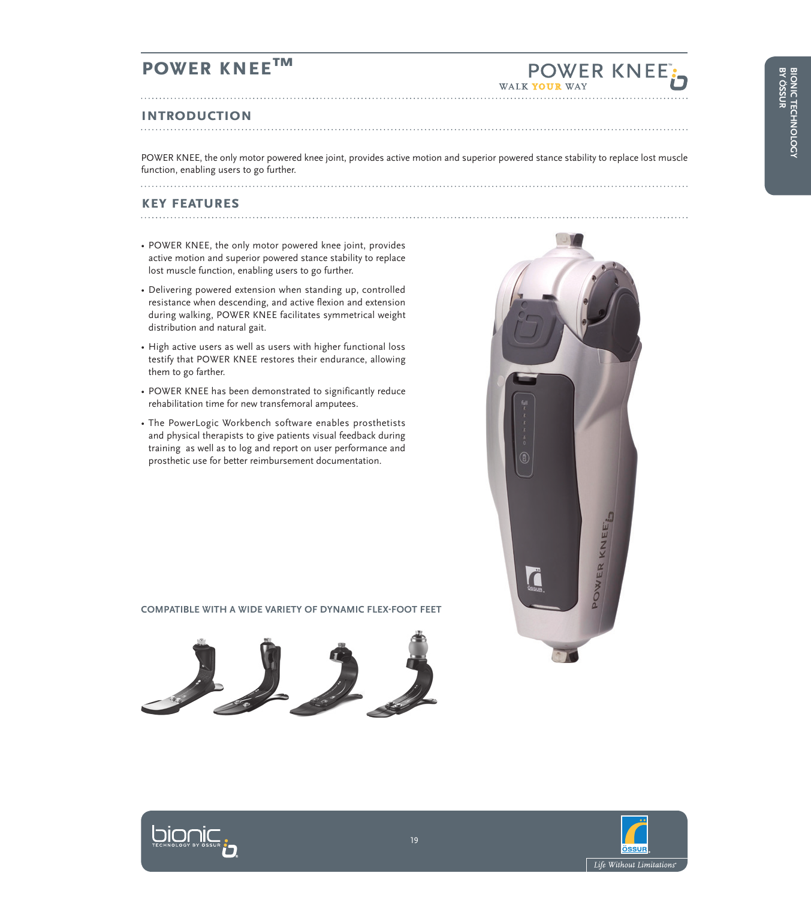# POWER KNEE™

POWER KNEE™
WALK YOUR WAY

## INTRODUCTION

POWER KNEE, the only motor powered knee joint, provides active motion and superior powered stance stability to replace lost muscle function, enabling users to go further.

## KEY FEATURES

- POWER KNEE, the only motor powered knee joint, provides active motion and superior powered stance stability to replace lost muscle function, enabling users to go further.
- Delivering powered extension when standing up, controlled resistance when descending, and active flexion and extension during walking, POWER KNEE facilitates symmetrical weight distribution and natural gait.
- High active users as well as users with higher functional loss testify that POWER KNEE restores their endurance, allowing them to go farther.
- POWER KNEE has been demonstrated to significantly reduce rehabilitation time for new transfemoral amputees.
- The PowerLogic Workbench software enables prosthetists and physical therapists to give patients visual feedback during training as well as to log and report on user performance and prosthetic use for better reimbursement documentation.

**COMPATIBLE WITH A WIDE VARIETY OF DYNAMIC FLEX-FOOT FEET**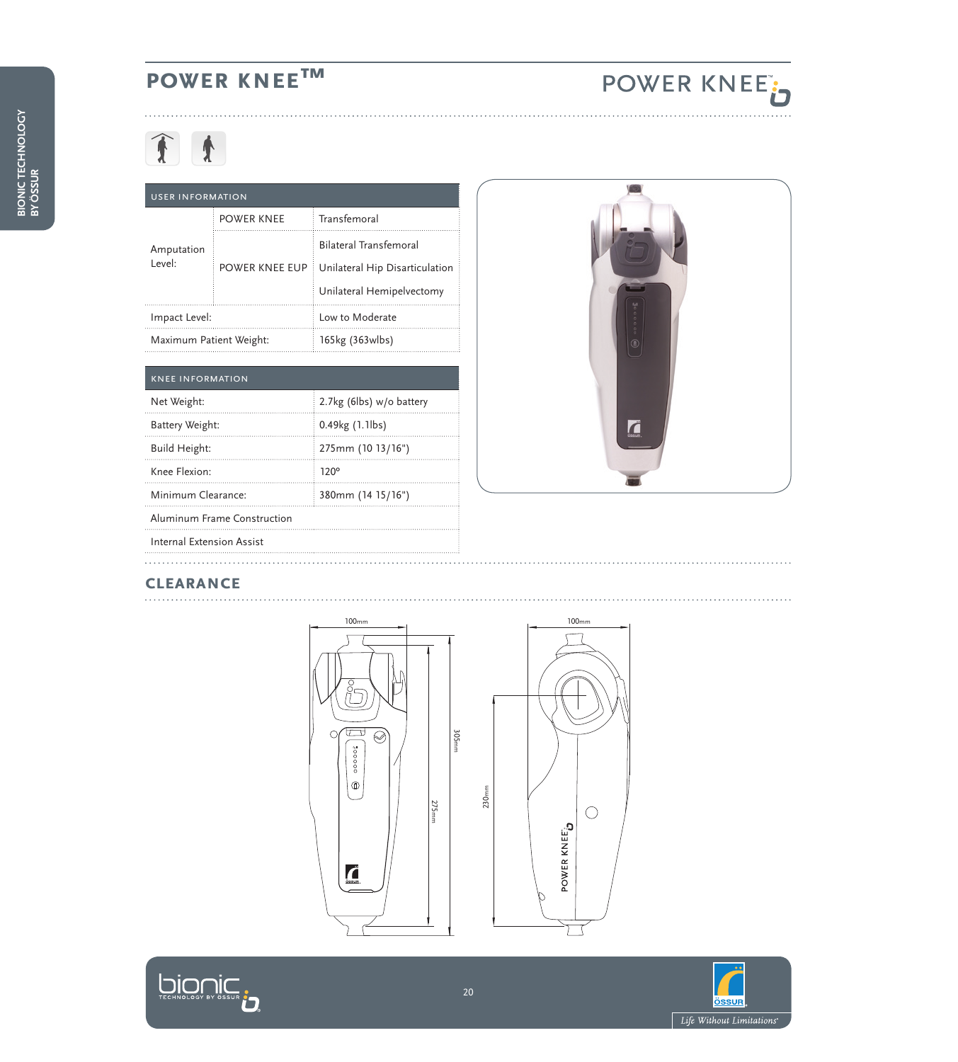# POWER KNEE™

## USER INFORMATION

| | | |
|---|---|---|
| Amputation Level: | POWER KNEE | Transfemoral |
| | POWER KNEE EUP | Bilateral Transfemoral |
| | | Unilateral Hip Disarticulation |
| | | Unilateral Hemipelvectomy |
| Impact Level: | | Low to Moderate |
| Maximum Patient Weight: | | 165kg (363wlbs) |

## KNEE INFORMATION

| | |
|---|---|
| Net Weight: | 2.7kg (6lbs) w/o battery |
| Battery Weight: | 0.49kg (1.1lbs) |
| Build Height: | 275mm (10 13/16") |
| Knee Flexion: | 120° |
| Minimum Clearance: | 380mm (14 15/16") |
| Aluminum Frame Construction | |
| Internal Extension Assist | |

## CLEARANCE

100mm — 305mm — 275mm

100mm — 230mm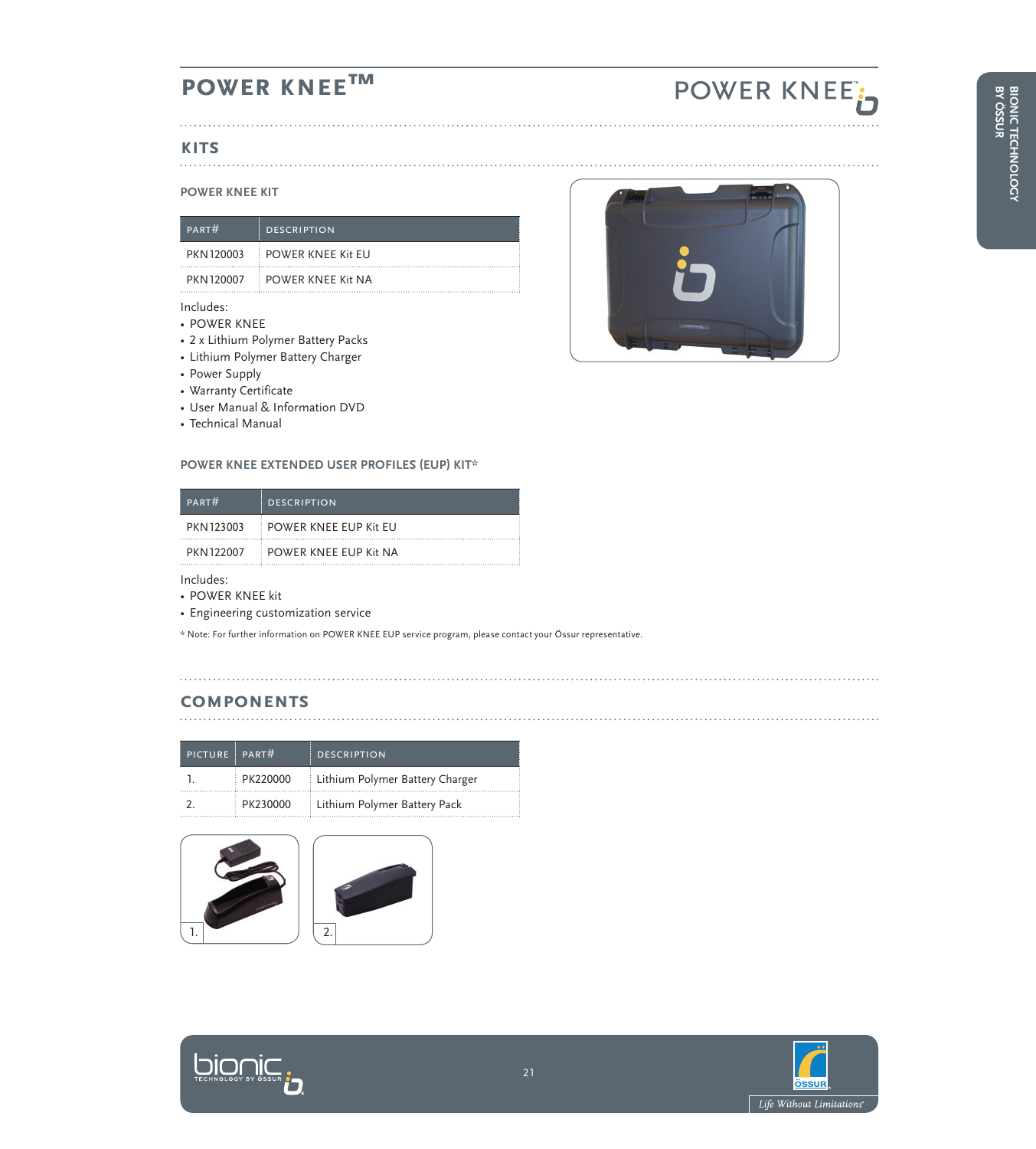# POWER KNEE™

## KITS

### POWER KNEE KIT

| PART# | DESCRIPTION |
|---|---|
| PKN120003 | POWER KNEE Kit EU |
| PKN120007 | POWER KNEE Kit NA |

Includes:
- POWER KNEE
- 2 x Lithium Polymer Battery Packs
- Lithium Polymer Battery Charger
- Power Supply
- Warranty Certificate
- User Manual & Information DVD
- Technical Manual

### POWER KNEE EXTENDED USER PROFILES (EUP) KIT*

| PART# | DESCRIPTION |
|---|---|
| PKN123003 | POWER KNEE EUP Kit EU |
| PKN122007 | POWER KNEE EUP Kit NA |

Includes:
- POWER KNEE kit
- Engineering customization service

* Note: For further information on POWER KNEE EUP service program, please contact your Össur representative.

## COMPONENTS

| PICTURE | PART# | DESCRIPTION |
|---|---|---|
| 1. | PK220000 | Lithium Polymer Battery Charger |
| 2. | PK230000 | Lithium Polymer Battery Pack |

1.

2.